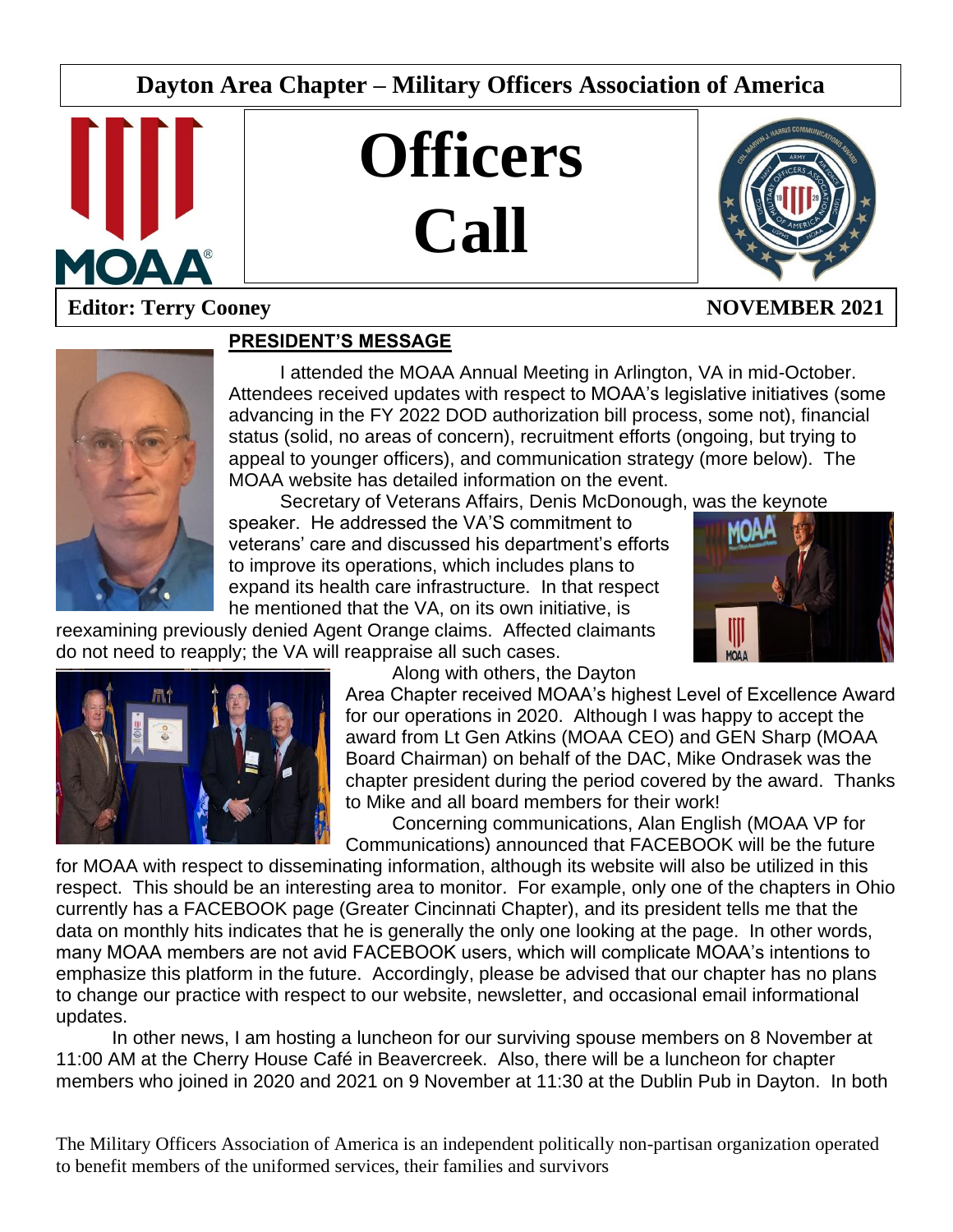# Dayton Area Chapter – Military Officers Association of America

# Officers Call

**Editor: Terry Cooney** **NOVEMBER 2021**

## PRESIDENT'S MESSAGE

I attended the MOAA Annual Meeting in Arlington, VA in mid-October. Attendees received updates with respect to MOAA's legislative initiatives (some advancing in the FY 2022 DOD authorization bill process, some not), financial status (solid, no areas of concern), recruitment efforts (ongoing, but trying to appeal to younger officers), and communication strategy (more below). The MOAA website has detailed information on the event.

Secretary of Veterans Affairs, Denis McDonough, was the keynote speaker. He addressed the VA'S commitment to veterans' care and discussed his department's efforts to improve its operations, which includes plans to expand its health care infrastructure. In that respect he mentioned that the VA, on its own initiative, is reexamining previously denied Agent Orange claims. Affected claimants do not need to reapply; the VA will reappraise all such cases.

Along with others, the Dayton Area Chapter received MOAA's highest Level of Excellence Award for our operations in 2020. Although I was happy to accept the award from Lt Gen Atkins (MOAA CEO) and GEN Sharp (MOAA Board Chairman) on behalf of the DAC, Mike Ondrasek was the chapter president during the period covered by the award. Thanks to Mike and all board members for their work!

Concerning communications, Alan English (MOAA VP for Communications) announced that FACEBOOK will be the future for MOAA with respect to disseminating information, although its website will also be utilized in this respect. This should be an interesting area to monitor. For example, only one of the chapters in Ohio currently has a FACEBOOK page (Greater Cincinnati Chapter), and its president tells me that the data on monthly hits indicates that he is generally the only one looking at the page. In other words, many MOAA members are not avid FACEBOOK users, which will complicate MOAA's intentions to emphasize this platform in the future. Accordingly, please be advised that our chapter has no plans to change our practice with respect to our website, newsletter, and occasional email informational updates.

In other news, I am hosting a luncheon for our surviving spouse members on 8 November at 11:00 AM at the Cherry House Café in Beavercreek. Also, there will be a luncheon for chapter members who joined in 2020 and 2021 on 9 November at 11:30 at the Dublin Pub in Dayton. In both

The Military Officers Association of America is an independent politically non-partisan organization operated to benefit members of the uniformed services, their families and survivors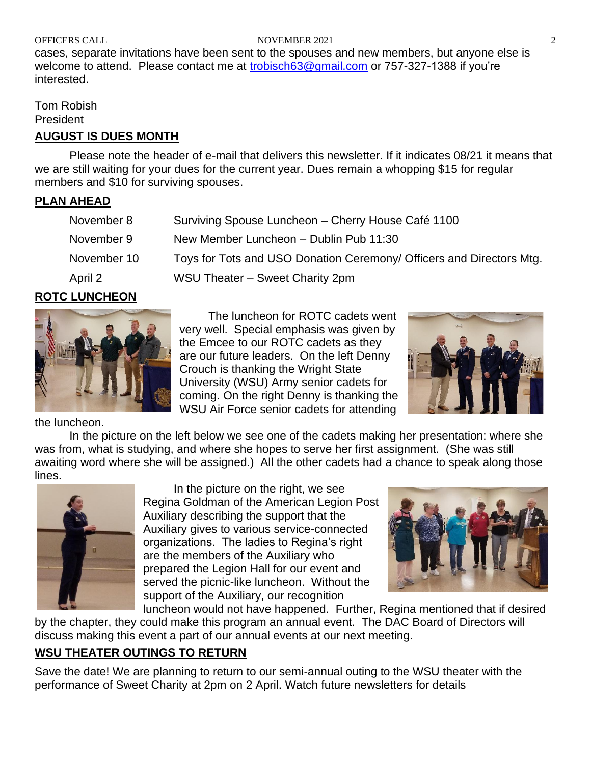cases, separate invitations have been sent to the spouses and new members, but anyone else is welcome to attend. Please contact me at trobisch63@gmail.com or 757-327-1388 if you're interested.

Tom Robish
President

## AUGUST IS DUES MONTH

Please note the header of e-mail that delivers this newsletter. If it indicates 08/21 it means that we are still waiting for your dues for the current year. Dues remain a whopping $15 for regular members and $10 for surviving spouses.

## PLAN AHEAD

| | |
|---|---|
| November 8 | Surviving Spouse Luncheon – Cherry House Café 1100 |
| November 9 | New Member Luncheon – Dublin Pub 11:30 |
| November 10 | Toys for Tots and USO Donation Ceremony/ Officers and Directors Mtg. |
| April 2 | WSU Theater – Sweet Charity 2pm |

## ROTC LUNCHEON

The luncheon for ROTC cadets went very well. Special emphasis was given by the Emcee to our ROTC cadets as they are our future leaders. On the left Denny Crouch is thanking the Wright State University (WSU) Army senior cadets for coming. On the right Denny is thanking the WSU Air Force senior cadets for attending the luncheon.

In the picture on the left below we see one of the cadets making her presentation: where she was from, what is studying, and where she hopes to serve her first assignment. (She was still awaiting word where she will be assigned.) All the other cadets had a chance to speak along those lines.

In the picture on the right, we see Regina Goldman of the American Legion Post Auxiliary describing the support that the Auxiliary gives to various service-connected organizations. The ladies to Regina's right are the members of the Auxiliary who prepared the Legion Hall for our event and served the picnic-like luncheon. Without the support of the Auxiliary, our recognition luncheon would not have happened. Further, Regina mentioned that if desired by the chapter, they could make this program an annual event. The DAC Board of Directors will discuss making this event a part of our annual events at our next meeting.

## WSU THEATER OUTINGS TO RETURN

Save the date! We are planning to return to our semi-annual outing to the WSU theater with the performance of Sweet Charity at 2pm on 2 April. Watch future newsletters for details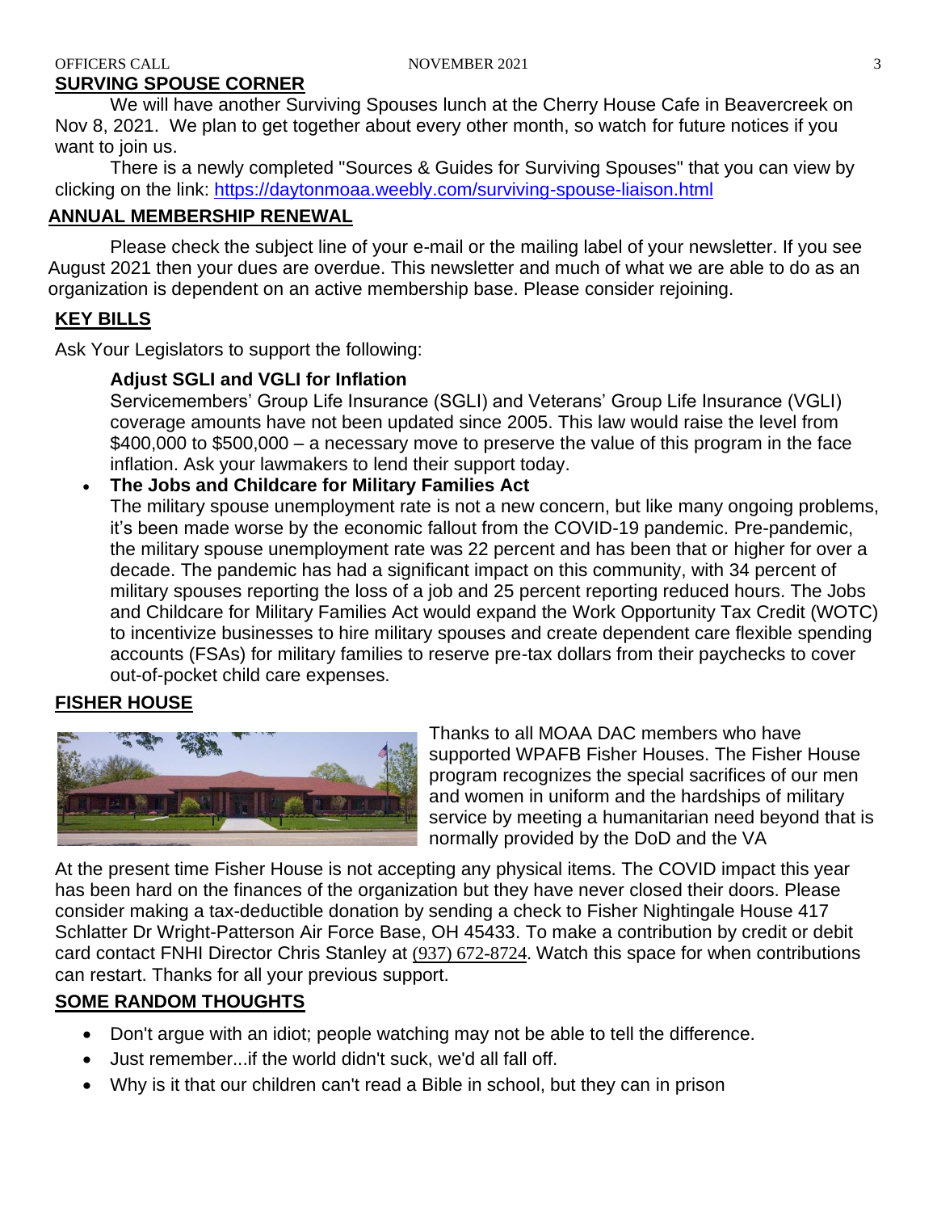## SURVING SPOUSE CORNER

We will have another Surviving Spouses lunch at the Cherry House Cafe in Beavercreek on Nov 8, 2021. We plan to get together about every other month, so watch for future notices if you want to join us.

There is a newly completed "Sources & Guides for Surviving Spouses" that you can view by clicking on the link: https://daytonmoaa.weebly.com/surviving-spouse-liaison.html

## ANNUAL MEMBERSHIP RENEWAL

Please check the subject line of your e-mail or the mailing label of your newsletter. If you see August 2021 then your dues are overdue. This newsletter and much of what we are able to do as an organization is dependent on an active membership base. Please consider rejoining.

## KEY BILLS

Ask Your Legislators to support the following:

**Adjust SGLI and VGLI for Inflation**

Servicemembers' Group Life Insurance (SGLI) and Veterans' Group Life Insurance (VGLI) coverage amounts have not been updated since 2005. This law would raise the level from $400,000 to $500,000 – a necessary move to preserve the value of this program in the face inflation. Ask your lawmakers to lend their support today.

- **The Jobs and Childcare for Military Families Act**

  The military spouse unemployment rate is not a new concern, but like many ongoing problems, it's been made worse by the economic fallout from the COVID-19 pandemic. Pre-pandemic, the military spouse unemployment rate was 22 percent and has been that or higher for over a decade. The pandemic has had a significant impact on this community, with 34 percent of military spouses reporting the loss of a job and 25 percent reporting reduced hours. The Jobs and Childcare for Military Families Act would expand the Work Opportunity Tax Credit (WOTC) to incentivize businesses to hire military spouses and create dependent care flexible spending accounts (FSAs) for military families to reserve pre-tax dollars from their paychecks to cover out-of-pocket child care expenses.

## FISHER HOUSE

Thanks to all MOAA DAC members who have supported WPAFB Fisher Houses. The Fisher House program recognizes the special sacrifices of our men and women in uniform and the hardships of military service by meeting a humanitarian need beyond that is normally provided by the DoD and the VA

At the present time Fisher House is not accepting any physical items. The COVID impact this year has been hard on the finances of the organization but they have never closed their doors. Please consider making a tax-deductible donation by sending a check to Fisher Nightingale House 417 Schlatter Dr Wright-Patterson Air Force Base, OH 45433. To make a contribution by credit or debit card contact FNHI Director Chris Stanley at (937) 672-8724. Watch this space for when contributions can restart. Thanks for all your previous support.

## SOME RANDOM THOUGHTS

- Don't argue with an idiot; people watching may not be able to tell the difference.
- Just remember...if the world didn't suck, we'd all fall off.
- Why is it that our children can't read a Bible in school, but they can in prison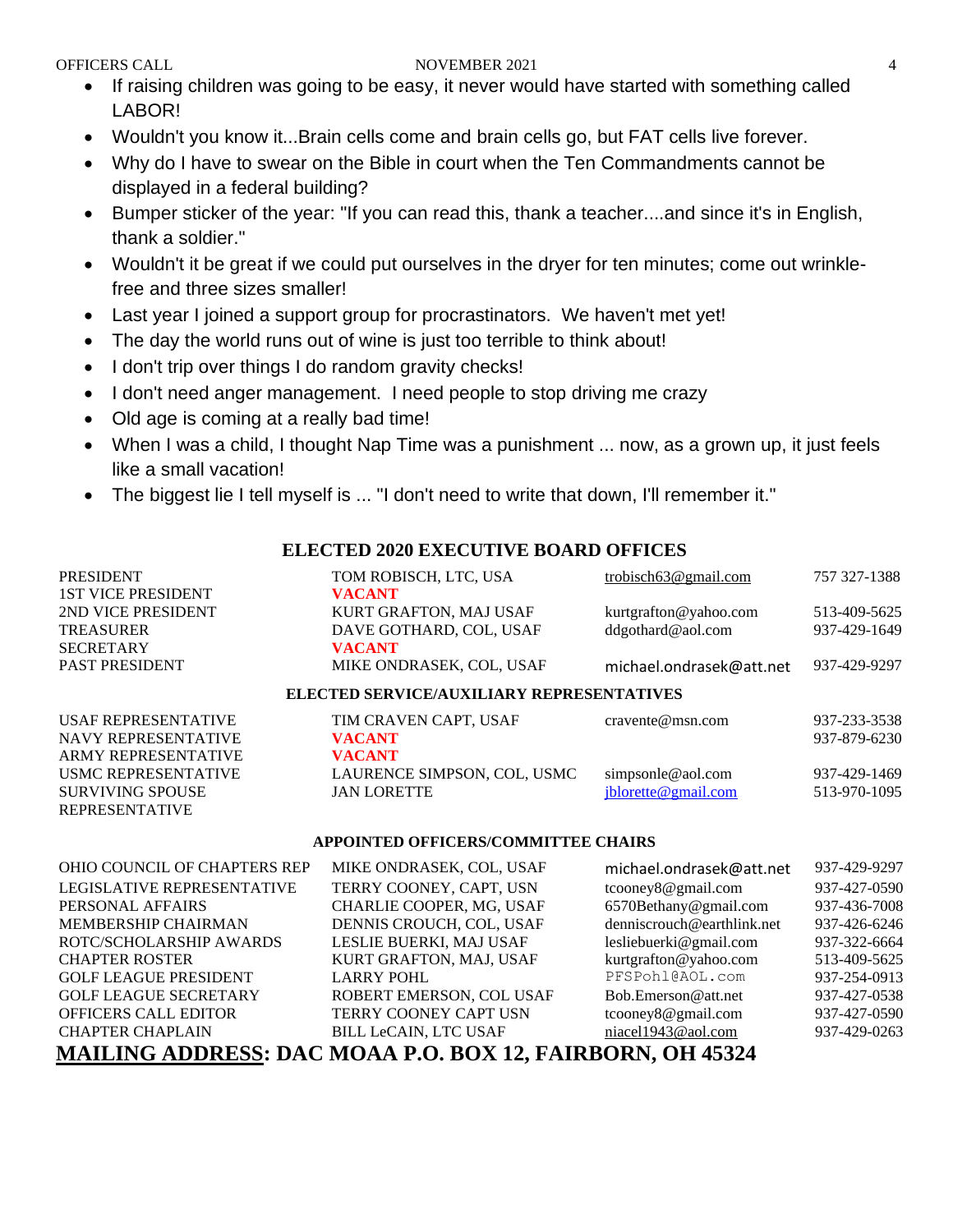- If raising children was going to be easy, it never would have started with something called LABOR!
- Wouldn't you know it...Brain cells come and brain cells go, but FAT cells live forever.
- Why do I have to swear on the Bible in court when the Ten Commandments cannot be displayed in a federal building?
- Bumper sticker of the year: "If you can read this, thank a teacher....and since it's in English, thank a soldier."
- Wouldn't it be great if we could put ourselves in the dryer for ten minutes; come out wrinkle-free and three sizes smaller!
- Last year I joined a support group for procrastinators. We haven't met yet!
- The day the world runs out of wine is just too terrible to think about!
- I don't trip over things I do random gravity checks!
- I don't need anger management. I need people to stop driving me crazy
- Old age is coming at a really bad time!
- When I was a child, I thought Nap Time was a punishment ... now, as a grown up, it just feels like a small vacation!
- The biggest lie I tell myself is ... "I don't need to write that down, I'll remember it."

## ELECTED 2020 EXECUTIVE BOARD OFFICES

| | | | |
|---|---|---|---|
| PRESIDENT | TOM ROBISCH, LTC, USA | trobisch63@gmail.com | 757 327-1388 |
| 1ST VICE PRESIDENT | **VACANT** | | |
| 2ND VICE PRESIDENT | KURT GRAFTON, MAJ USAF | kurtgrafton@yahoo.com | 513-409-5625 |
| TREASURER | DAVE GOTHARD, COL, USAF | ddgothard@aol.com | 937-429-1649 |
| SECRETARY | **VACANT** | | |
| PAST PRESIDENT | MIKE ONDRASEK, COL, USAF | michael.ondrasek@att.net | 937-429-9297 |

### ELECTED SERVICE/AUXILIARY REPRESENTATIVES

| | | | |
|---|---|---|---|
| USAF REPRESENTATIVE | TIM CRAVEN CAPT, USAF | cravente@msn.com | 937-233-3538 |
| NAVY REPRESENTATIVE | **VACANT** | | 937-879-6230 |
| ARMY REPRESENTATIVE | **VACANT** | | |
| USMC REPRESENTATIVE | LAURENCE SIMPSON, COL, USMC | simpsonle@aol.com | 937-429-1469 |
| SURVIVING SPOUSE REPRESENTATIVE | JAN LORETTE | jblorette@gmail.com | 513-970-1095 |

### APPOINTED OFFICERS/COMMITTEE CHAIRS

| | | | |
|---|---|---|---|
| OHIO COUNCIL OF CHAPTERS REP | MIKE ONDRASEK, COL, USAF | michael.ondrasek@att.net | 937-429-9297 |
| LEGISLATIVE REPRESENTATIVE | TERRY COONEY, CAPT, USN | tcooney8@gmail.com | 937-427-0590 |
| PERSONAL AFFAIRS | CHARLIE COOPER, MG, USAF | 6570Bethany@gmail.com | 937-436-7008 |
| MEMBERSHIP CHAIRMAN | DENNIS CROUCH, COL, USAF | denniscrouch@earthlink.net | 937-426-6246 |
| ROTC/SCHOLARSHIP AWARDS | LESLIE BUERKI, MAJ USAF | lesliebuerki@gmail.com | 937-322-6664 |
| CHAPTER ROSTER | KURT GRAFTON, MAJ, USAF | kurtgrafton@yahoo.com | 513-409-5625 |
| GOLF LEAGUE PRESIDENT | LARRY POHL | PFSPohl@AOL.com | 937-254-0913 |
| GOLF LEAGUE SECRETARY | ROBERT EMERSON, COL USAF | Bob.Emerson@att.net | 937-427-0538 |
| OFFICERS CALL EDITOR | TERRY COONEY CAPT USN | tcooney8@gmail.com | 937-427-0590 |
| CHAPTER CHAPLAIN | BILL LeCAIN, LTC USAF | niacel1943@aol.com | 937-429-0263 |

**MAILING ADDRESS: DAC MOAA P.O. BOX 12, FAIRBORN, OH 45324**